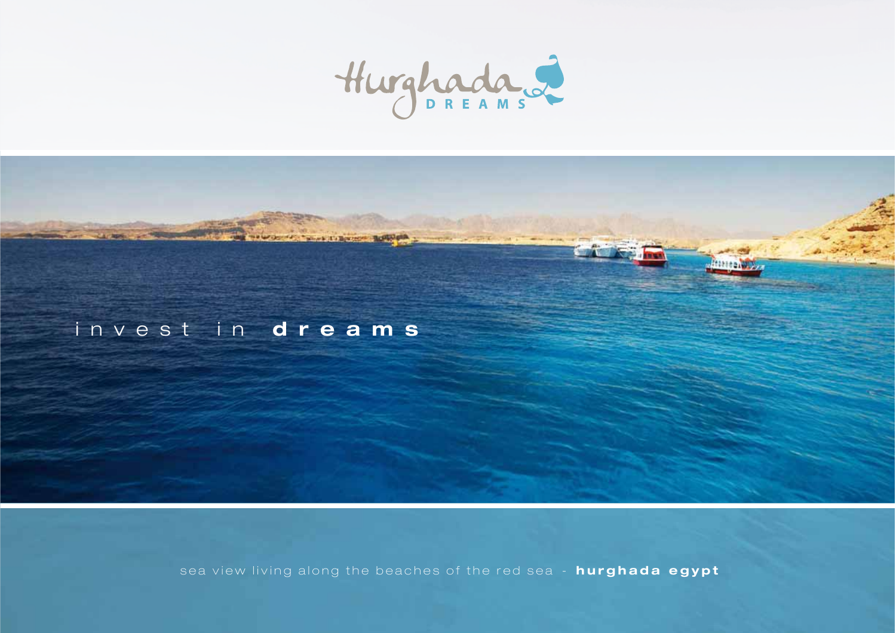# Hurghada DREAMS

invest in **dreams**

sea view living along the beaches of the red sea - **hurghada egypt**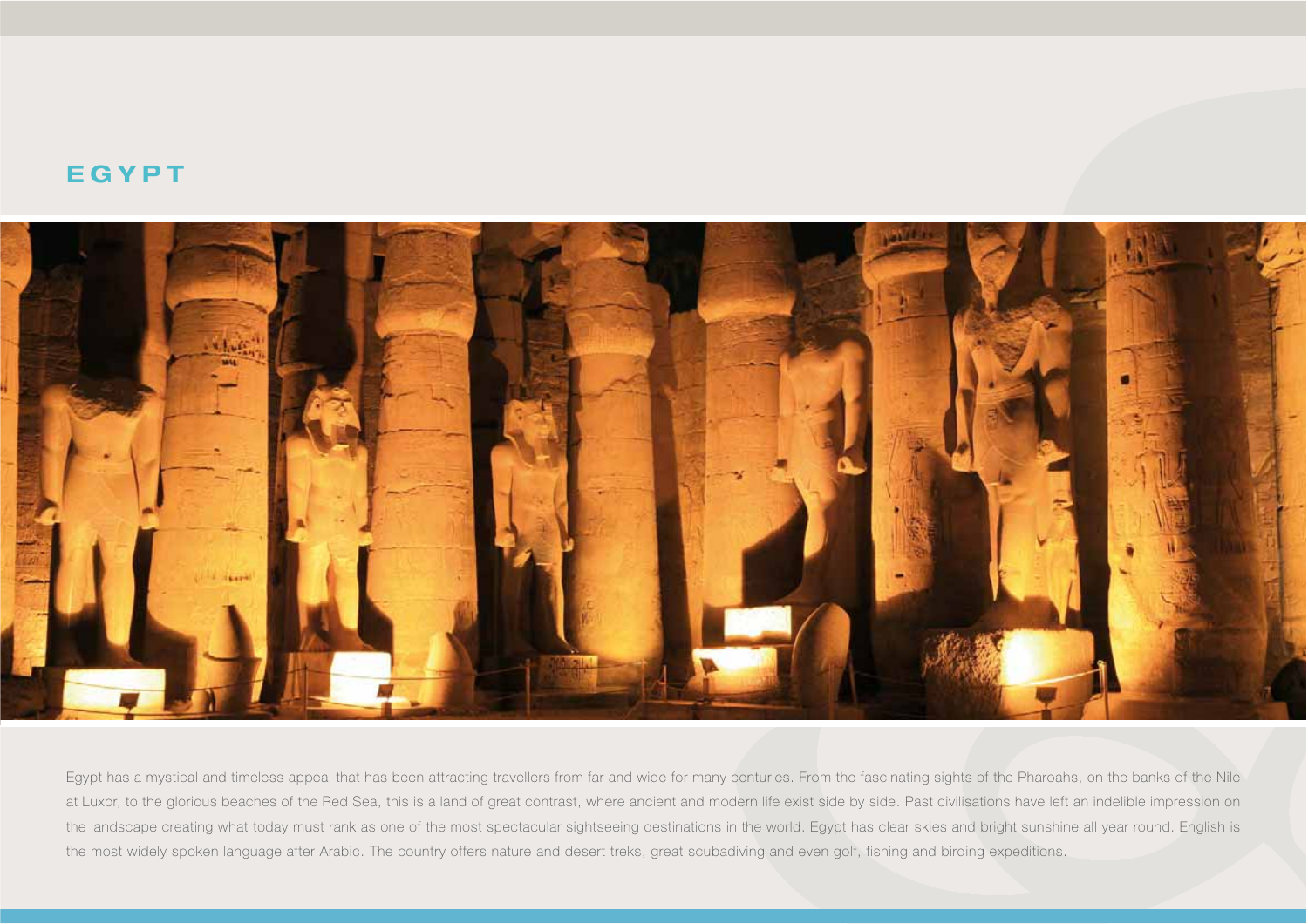# EGYPT

Egypt has a mystical and timeless appeal that has been attracting travellers from far and wide for many centuries. From the fascinating sights of the Pharoahs, on the banks of the Nile at Luxor, to the glorious beaches of the Red Sea, this is a land of great contrast, where ancient and modern life exist side by side. Past civilisations have left an indelible impression on the landscape creating what today must rank as one of the most spectacular sightseeing destinations in the world. Egypt has clear skies and bright sunshine all year round. English is the most widely spoken language after Arabic. The country offers nature and desert treks, great scubadiving and even golf, fishing and birding expeditions.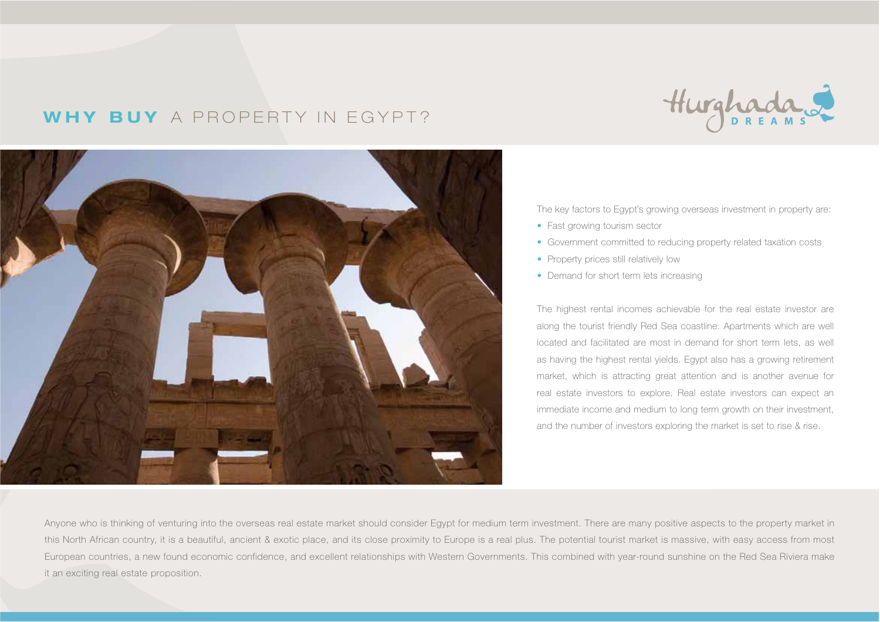# WHY BUY A PROPERTY IN EGYPT?

Hurghada DREAMS

The key factors to Egypt's growing overseas investment in property are:

- Fast growing tourism sector
- Government committed to reducing property related taxation costs
- Property prices still relatively low
- Demand for short term lets increasing

The highest rental incomes achievable for the real estate investor are along the tourist friendly Red Sea coastline. Apartments which are well located and facilitated are most in demand for short term lets, as well as having the highest rental yields. Egypt also has a growing retirement market, which is attracting great attention and is another avenue for real estate investors to explore. Real estate investors can expect an immediate income and medium to long term growth on their investment, and the number of investors exploring the market is set to rise & rise.

Anyone who is thinking of venturing into the overseas real estate market should consider Egypt for medium term investment. There are many positive aspects to the property market in this North African country, it is a beautiful, ancient & exotic place, and its close proximity to Europe is a real plus. The potential tourist market is massive, with easy access from most European countries, a new found economic confidence, and excellent relationships with Western Governments. This combined with year-round sunshine on the Red Sea Riviera make it an exciting real estate proposition.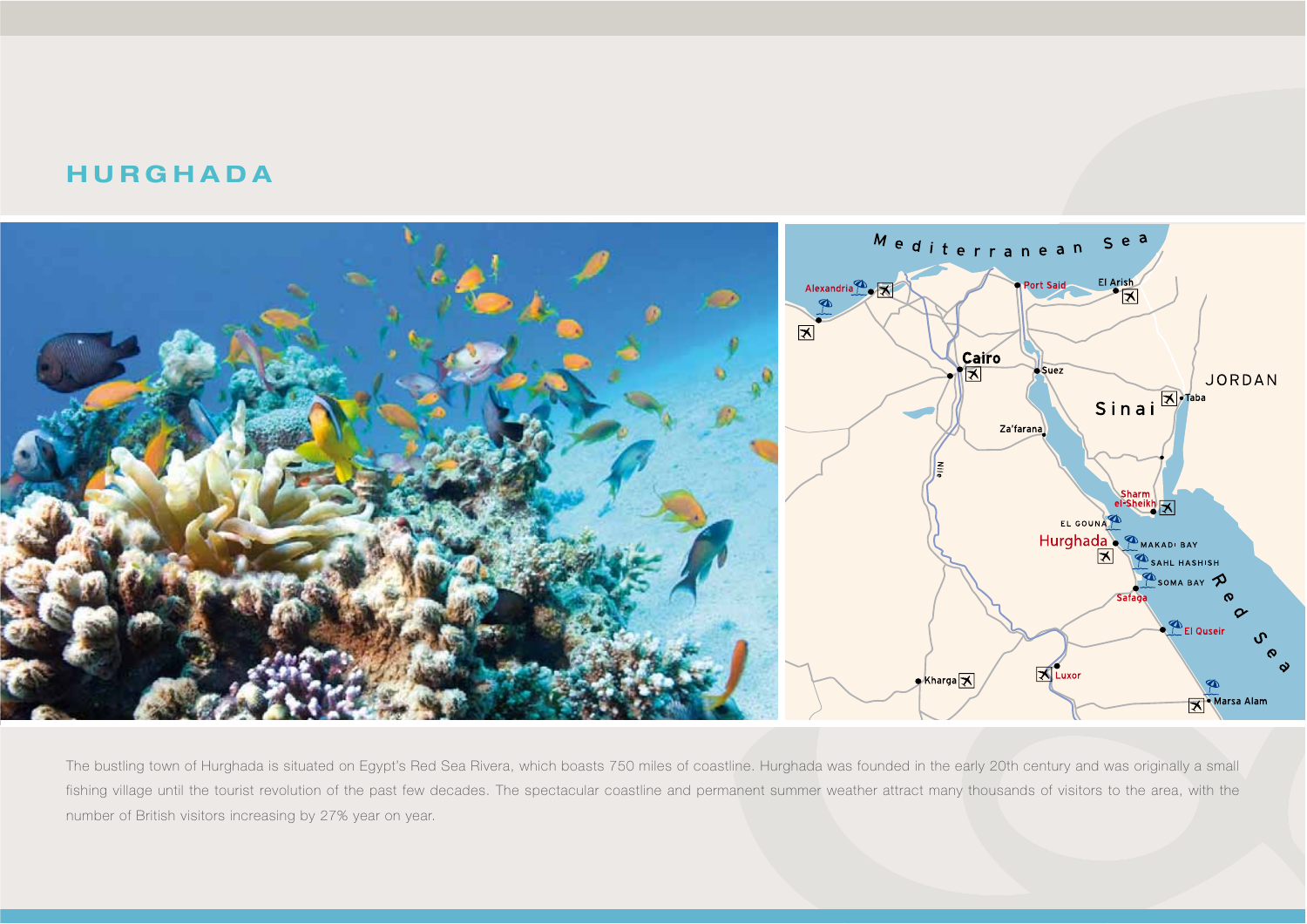# HURGHADA

The bustling town of Hurghada is situated on Egypt's Red Sea Rivera, which boasts 750 miles of coastline. Hurghada was founded in the early 20th century and was originally a small fishing village until the tourist revolution of the past few decades. The spectacular coastline and permanent summer weather attract many thousands of visitors to the area, with the number of British visitors increasing by 27% year on year.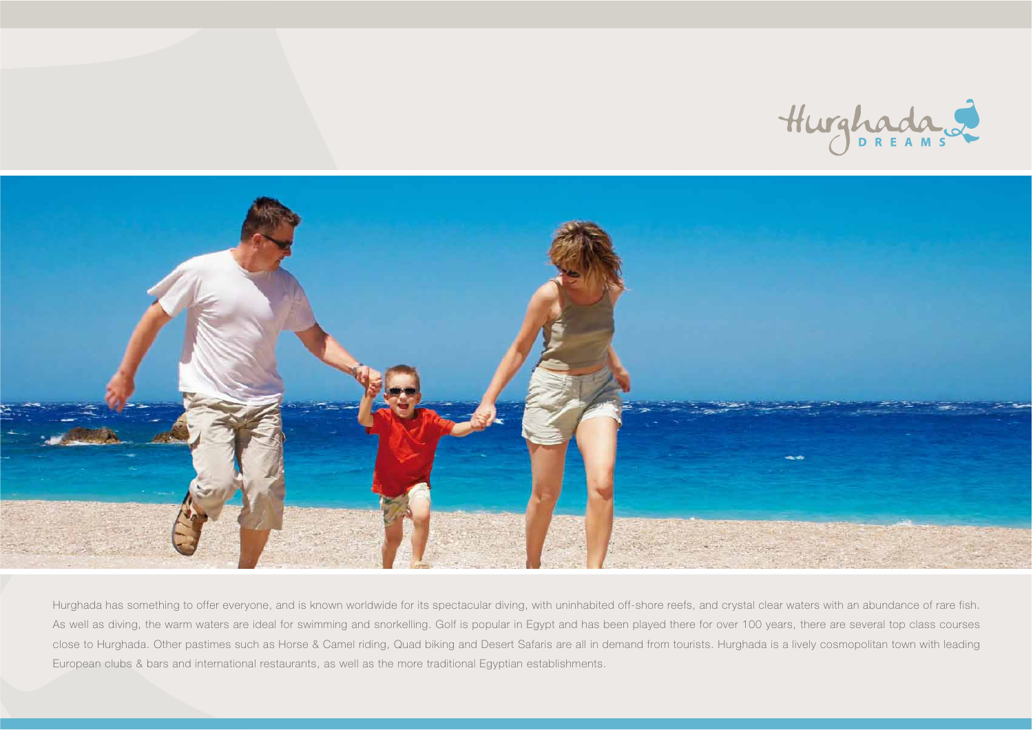Hurghada has something to offer everyone, and is known worldwide for its spectacular diving, with uninhabited off-shore reefs, and crystal clear waters with an abundance of rare fish. As well as diving, the warm waters are ideal for swimming and snorkelling. Golf is popular in Egypt and has been played there for over 100 years, there are several top class courses close to Hurghada. Other pastimes such as Horse & Camel riding, Quad biking and Desert Safaris are all in demand from tourists. Hurghada is a lively cosmopolitan town with leading European clubs & bars and international restaurants, as well as the more traditional Egyptian establishments.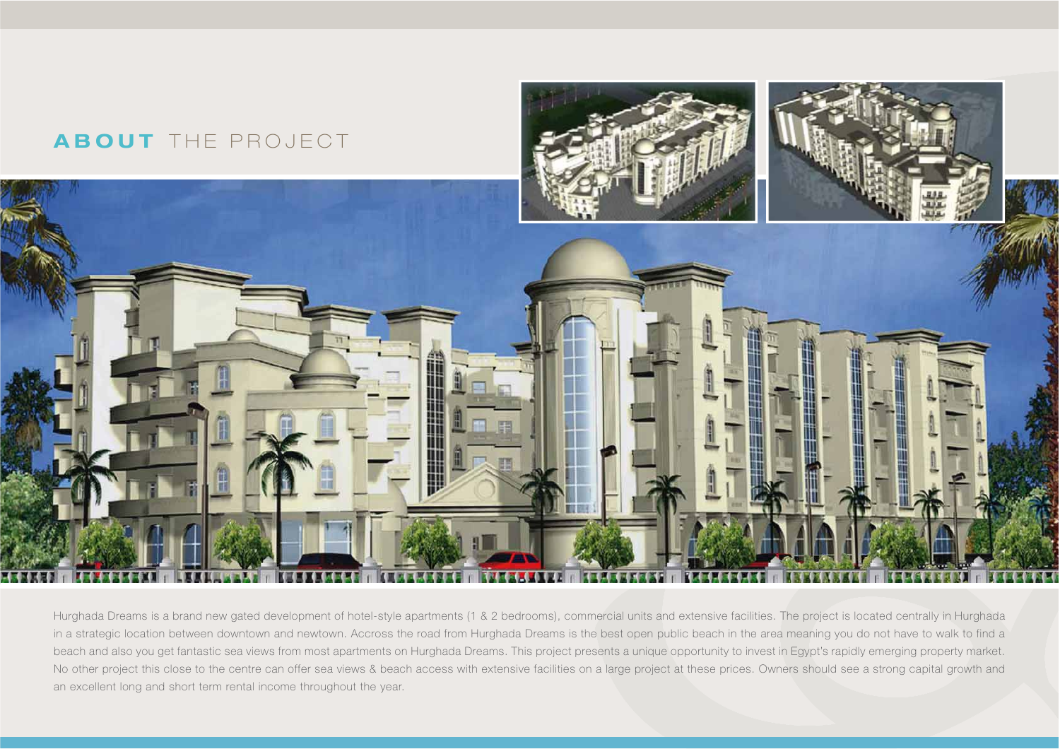## **ABOUT** THE PROJECT

Hurghada Dreams is a brand new gated development of hotel-style apartments (1 & 2 bedrooms), commercial units and extensive facilities. The project is located centrally in Hurghada in a strategic location between downtown and newtown. Accross the road from Hurghada Dreams is the best open public beach in the area meaning you do not have to walk to find a beach and also you get fantastic sea views from most apartments on Hurghada Dreams. This project presents a unique opportunity to invest in Egypt's rapidly emerging property market. No other project this close to the centre can offer sea views & beach access with extensive facilities on a large project at these prices. Owners should see a strong capital growth and an excellent long and short term rental income throughout the year.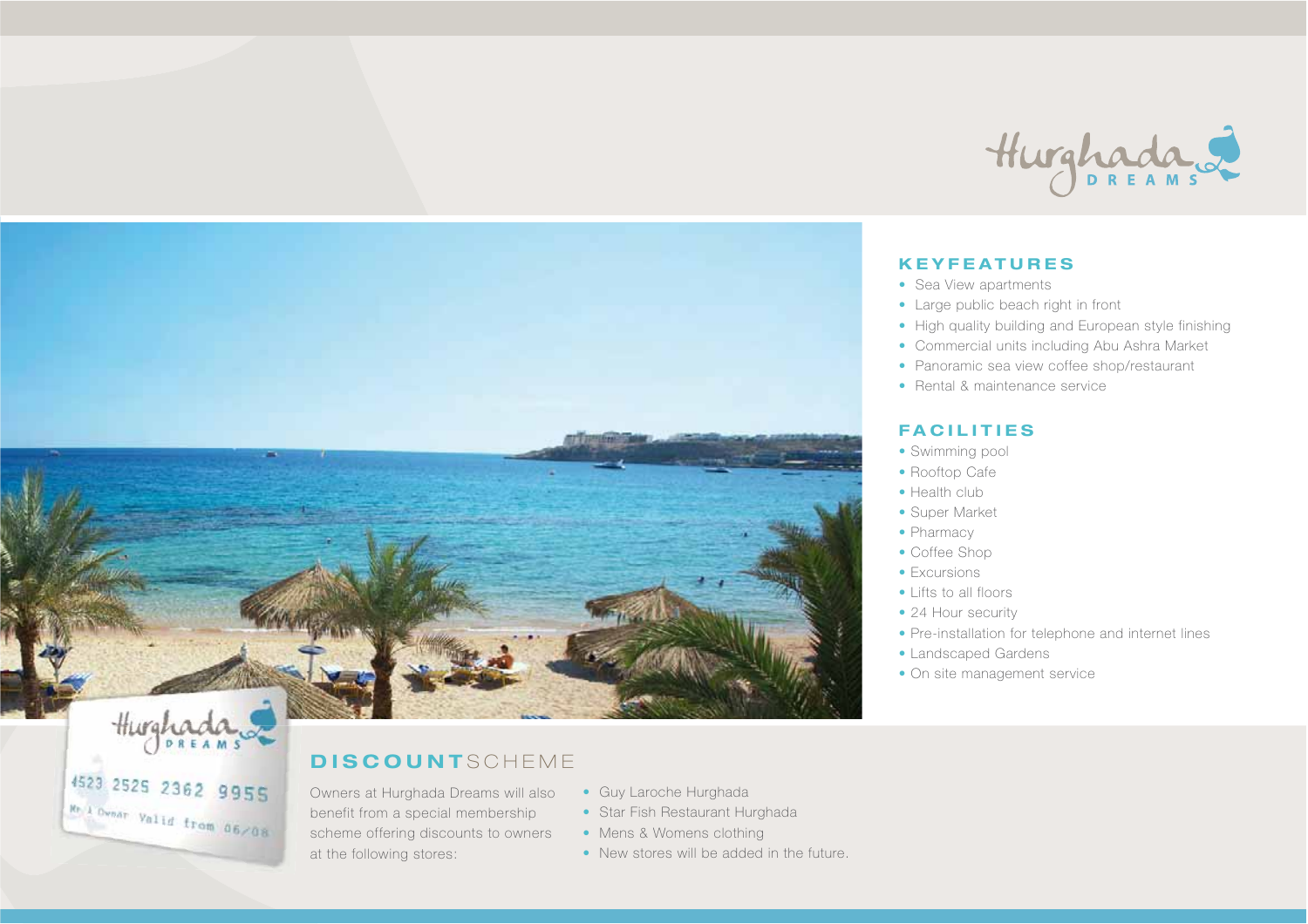# Hurghada DREAMS

## KEYFEATURES

- Sea View apartments
- Large public beach right in front
- High quality building and European style finishing
- Commercial units including Abu Ashra Market
- Panoramic sea view coffee shop/restaurant
- Rental & maintenance service

## FACILITIES

- Swimming pool
- Rooftop Cafe
- Health club
- Super Market
- Pharmacy
- Coffee Shop
- Excursions
- Lifts to all floors
- 24 Hour security
- Pre-installation for telephone and internet lines
- Landscaped Gardens
- On site management service

## DISCOUNTSCHEME

Owners at Hurghada Dreams will also benefit from a special membership scheme offering discounts to owners at the following stores:

- Guy Laroche Hurghada
- Star Fish Restaurant Hurghada
- Mens & Womens clothing
- New stores will be added in the future.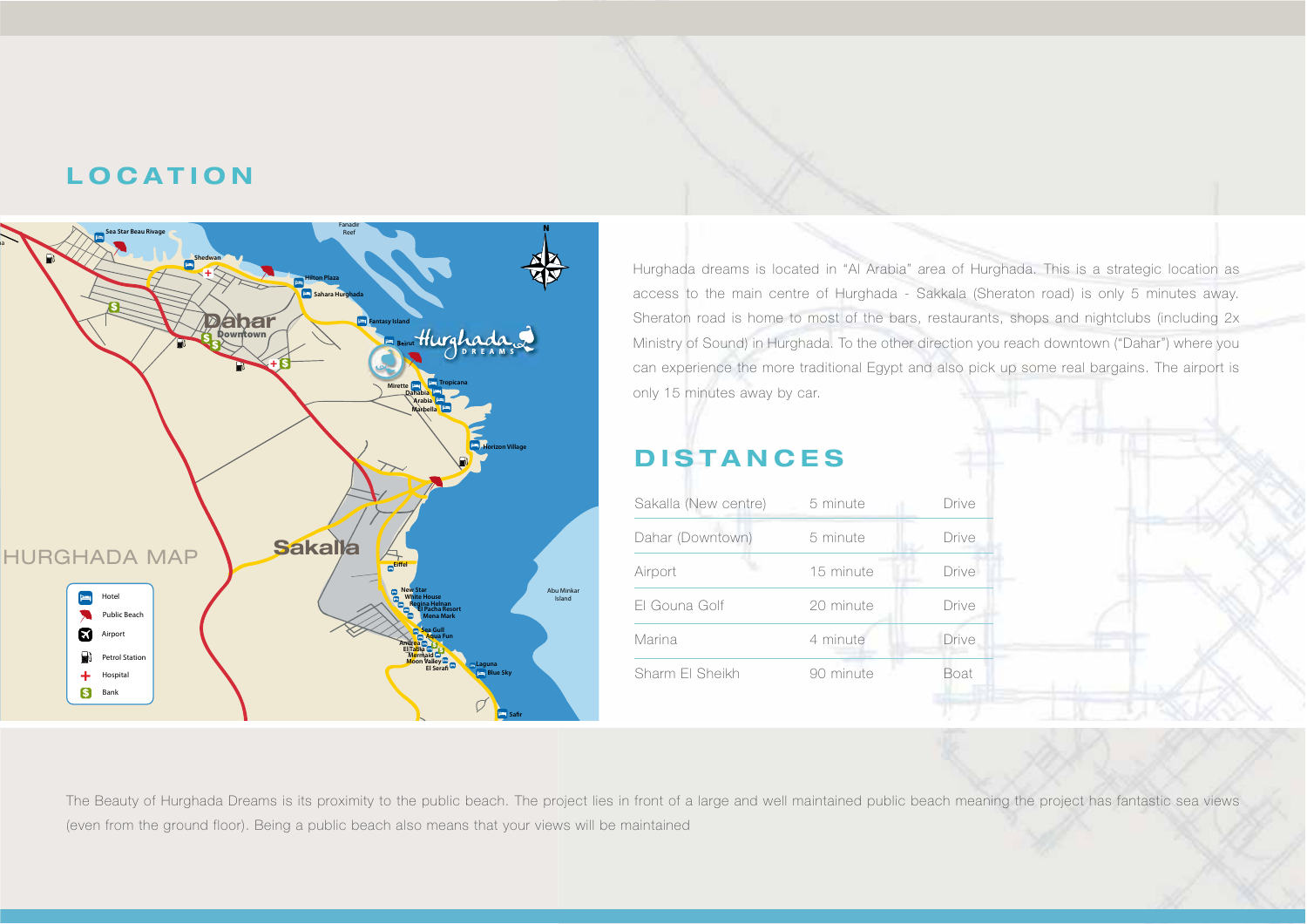# LOCATION

Hurghada dreams is located in "Al Arabia" area of Hurghada. This is a strategic location as access to the main centre of Hurghada - Sakkala (Sheraton road) is only 5 minutes away. Sheraton road is home to most of the bars, restaurants, shops and nightclubs (including 2x Ministry of Sound) in Hurghada. To the other direction you reach downtown ("Dahar") where you can experience the more traditional Egypt and also pick up some real bargains. The airport is only 15 minutes away by car.

# DISTANCES

| | | |
|---|---|---|
| Sakalla (New centre) | 5 minute | Drive |
| Dahar (Downtown) | 5 minute | Drive |
| Airport | 15 minute | Drive |
| El Gouna Golf | 20 minute | Drive |
| Marina | 4 minute | Drive |
| Sharm El Sheikh | 90 minute | Boat |

HURGHADA MAP

Hotel
Public Beach
Airport
Petrol Station
Hospital
Bank

The Beauty of Hurghada Dreams is its proximity to the public beach. The project lies in front of a large and well maintained public beach meaning the project has fantastic sea views (even from the ground floor). Being a public beach also means that your views will be maintained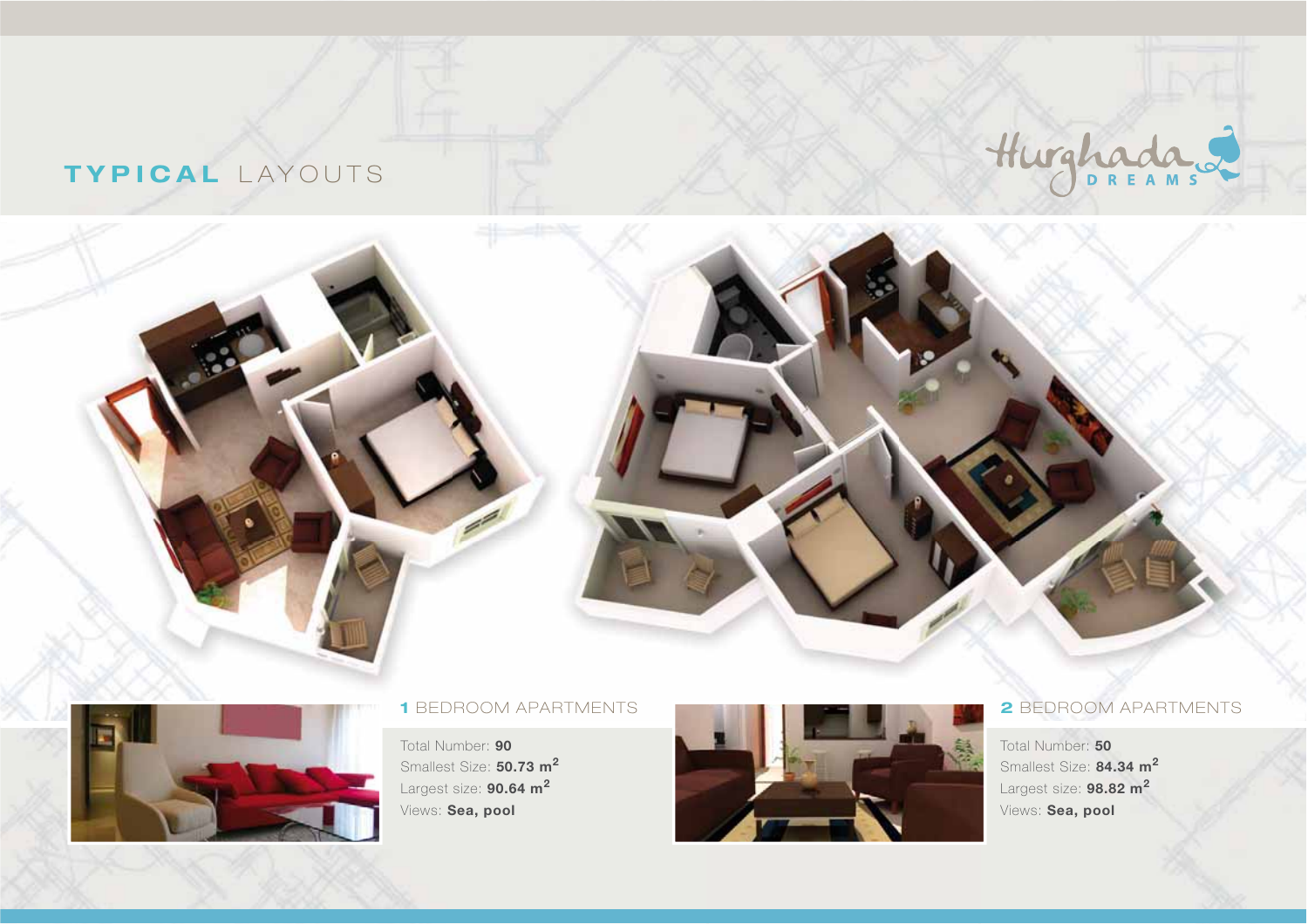# TYPICAL LAYOUTS

Hurghada DREAMS

## 1 BEDROOM APARTMENTS

Total Number: **90**
Smallest Size: **50.73 m$^2$**
Largest size: **90.64 m$^2$**
Views: **Sea, pool**

## 2 BEDROOM APARTMENTS

Total Number: **50**
Smallest Size: **84.34 m$^2$**
Largest size: **98.82 m$^2$**
Views: **Sea, pool**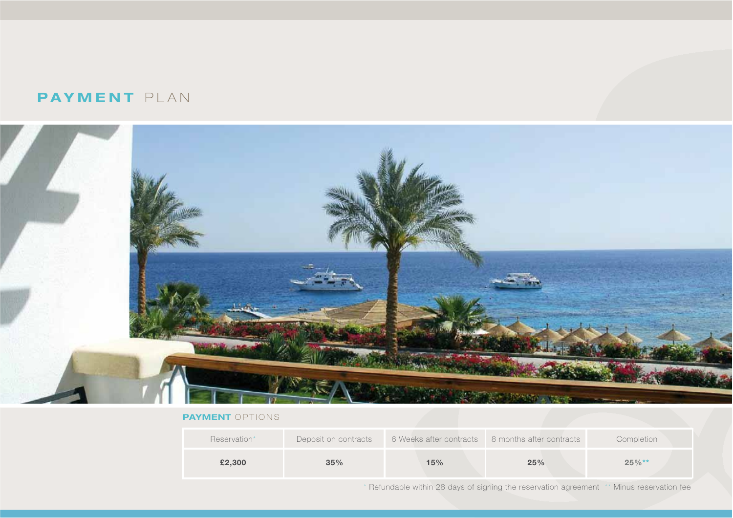# **PAYMENT** PLAN

## **PAYMENT** OPTIONS

| Reservation* | Deposit on contracts | 6 Weeks after contracts | 8 months after contracts | Completion |
|---|---|---|---|---|
| **£2,300** | **35%** | **15%** | **25%** | **25%**** |

* Refundable within 28 days of signing the reservation agreement ** Minus reservation fee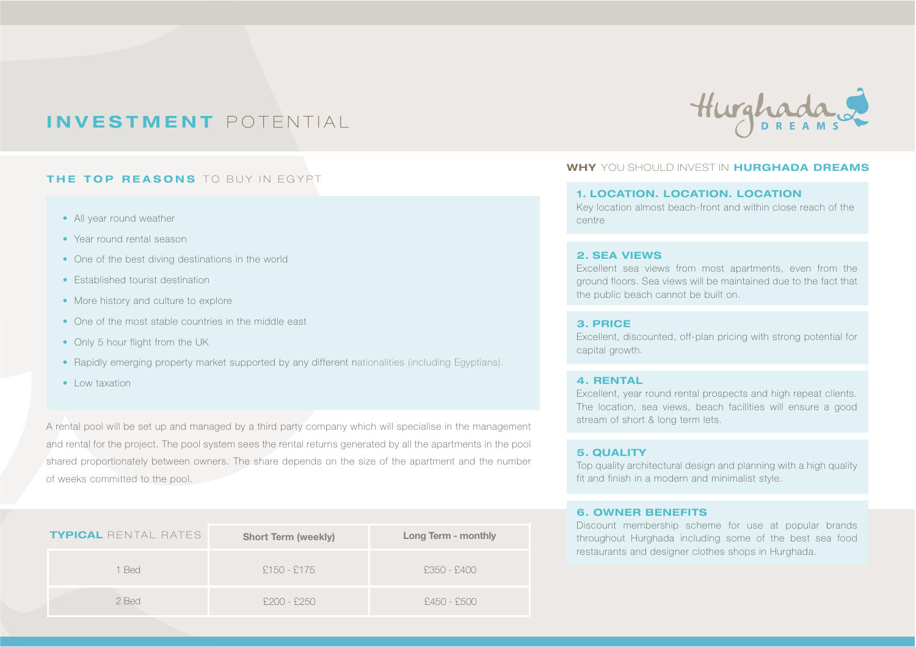# INVESTMENT POTENTIAL

Hurghada DREAMS

## THE TOP REASONS TO BUY IN EGYPT

- All year round weather
- Year round rental season
- One of the best diving destinations in the world
- Established tourist destination
- More history and culture to explore
- One of the most stable countries in the middle east
- Only 5 hour flight from the UK
- Rapidly emerging property market supported by any different nationalities (including Egyptians).
- Low taxation

A rental pool will be set up and managed by a third party company which will specialise in the management and rental for the project. The pool system sees the rental returns generated by all the apartments in the pool shared proportionately between owners. The share depends on the size of the apartment and the number of weeks committed to the pool.

| TYPICAL RENTAL RATES | Short Term (weekly) | Long Term - monthly |
|---|---|---|
| 1 Bed | £150 - £175 | £350 - £400 |
| 2 Bed | £200 - £250 | £450 - £500 |

## WHY YOU SHOULD INVEST IN HURGHADA DREAMS

### 1. LOCATION. LOCATION. LOCATION

Key location almost beach-front and within close reach of the centre

### 2. SEA VIEWS

Excellent sea views from most apartments, even from the ground floors. Sea views will be maintained due to the fact that the public beach cannot be built on.

### 3. PRICE

Excellent, discounted, off-plan pricing with strong potential for capital growth.

### 4. RENTAL

Excellent, year round rental prospects and high repeat clients. The location, sea views, beach facilities will ensure a good stream of short & long term lets.

### 5. QUALITY

Top quality architectural design and planning with a high quality fit and finish in a modern and minimalist style.

### 6. OWNER BENEFITS

Discount membership scheme for use at popular brands throughout Hurghada including some of the best sea food restaurants and designer clothes shops in Hurghada.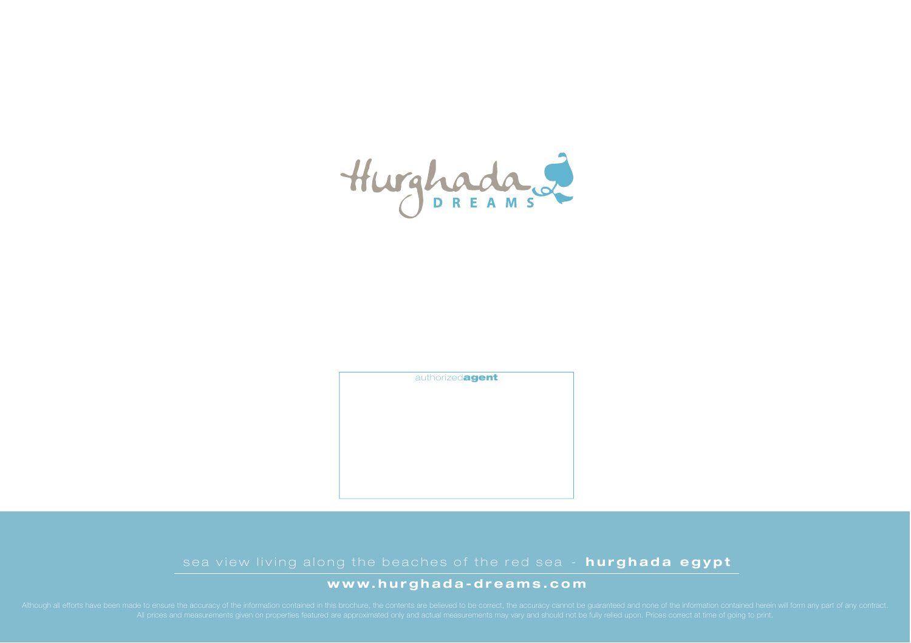Hurghada DREAMS

authorized**agent**

sea view living along the beaches of the red sea - **hurghada egypt**

**www.hurghada-dreams.com**

Although all efforts have been made to ensure the accuracy of the information contained in this brochure, the contents are believed to be correct, the accuracy cannot be guaranteed and none of the information contained herein will form any part of any contract. All prices and measurements given on properties featured are approximated only and actual measurements may vary and should not be fully relied upon. Prices correct at time of going to print.